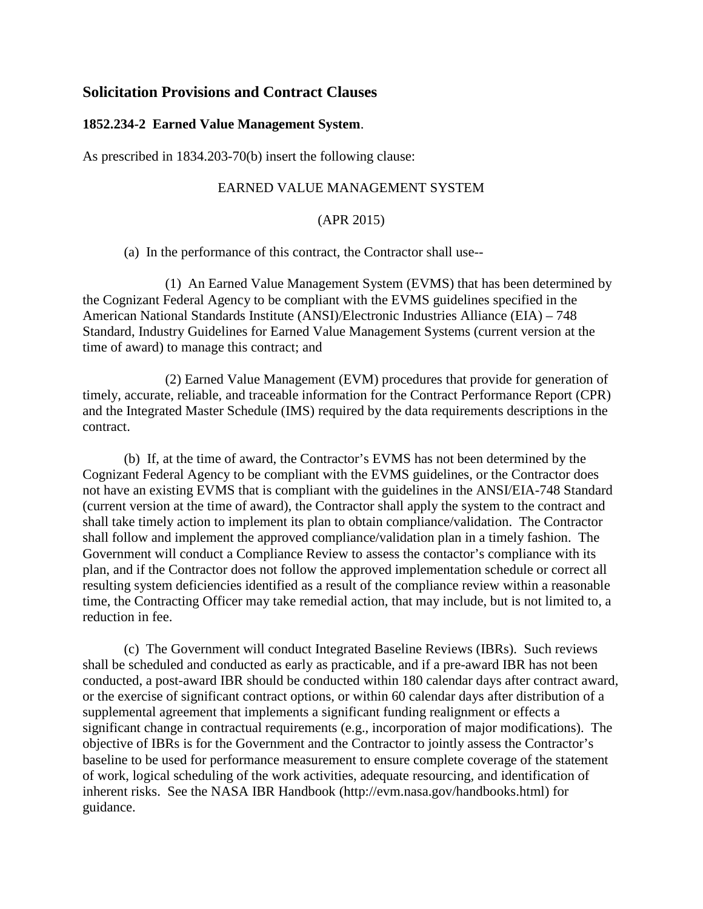## Solicitation Provisions and Contract Clauses

### 1852.234-2 Earned Value Management System.

As prescribed in 1834.203-70(b) insert the following clause:

EARNED VALUE MANAGEMENT SYSTEM

(APR 2015)

(a) In the performance of this contract, the Contractor shall use--

(1) An Earned Value Management System (EVMS) that has been determined by the Cognizant Federal Agency to be compliant with the EVMS guidelines specified in the American National Standards Institute (ANSI)/Electronic Industries Alliance (EIA) – 748 Standard, Industry Guidelines for Earned Value Management Systems (current version at the time of award) to manage this contract; and

(2) Earned Value Management (EVM) procedures that provide for generation of timely, accurate, reliable, and traceable information for the Contract Performance Report (CPR) and the Integrated Master Schedule (IMS) required by the data requirements descriptions in the contract.

(b) If, at the time of award, the Contractor's EVMS has not been determined by the Cognizant Federal Agency to be compliant with the EVMS guidelines, or the Contractor does not have an existing EVMS that is compliant with the guidelines in the ANSI/EIA-748 Standard (current version at the time of award), the Contractor shall apply the system to the contract and shall take timely action to implement its plan to obtain compliance/validation. The Contractor shall follow and implement the approved compliance/validation plan in a timely fashion. The Government will conduct a Compliance Review to assess the contactor's compliance with its plan, and if the Contractor does not follow the approved implementation schedule or correct all resulting system deficiencies identified as a result of the compliance review within a reasonable time, the Contracting Officer may take remedial action, that may include, but is not limited to, a reduction in fee.

(c) The Government will conduct Integrated Baseline Reviews (IBRs). Such reviews shall be scheduled and conducted as early as practicable, and if a pre-award IBR has not been conducted, a post-award IBR should be conducted within 180 calendar days after contract award, or the exercise of significant contract options, or within 60 calendar days after distribution of a supplemental agreement that implements a significant funding realignment or effects a significant change in contractual requirements (e.g., incorporation of major modifications). The objective of IBRs is for the Government and the Contractor to jointly assess the Contractor's baseline to be used for performance measurement to ensure complete coverage of the statement of work, logical scheduling of the work activities, adequate resourcing, and identification of inherent risks. See the NASA IBR Handbook (http://evm.nasa.gov/handbooks.html) for guidance.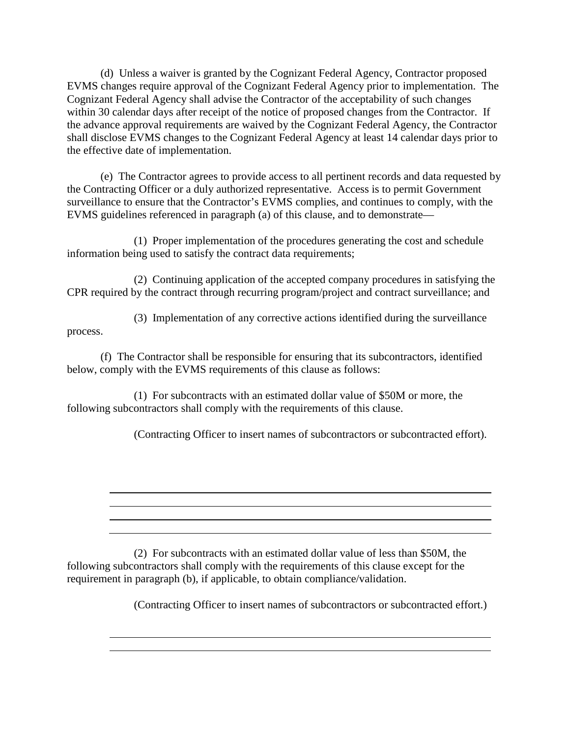(d) Unless a waiver is granted by the Cognizant Federal Agency, Contractor proposed EVMS changes require approval of the Cognizant Federal Agency prior to implementation. The Cognizant Federal Agency shall advise the Contractor of the acceptability of such changes within 30 calendar days after receipt of the notice of proposed changes from the Contractor. If the advance approval requirements are waived by the Cognizant Federal Agency, the Contractor shall disclose EVMS changes to the Cognizant Federal Agency at least 14 calendar days prior to the effective date of implementation.

(e) The Contractor agrees to provide access to all pertinent records and data requested by the Contracting Officer or a duly authorized representative. Access is to permit Government surveillance to ensure that the Contractor's EVMS complies, and continues to comply, with the EVMS guidelines referenced in paragraph (a) of this clause, and to demonstrate—

(1) Proper implementation of the procedures generating the cost and schedule information being used to satisfy the contract data requirements;

(2) Continuing application of the accepted company procedures in satisfying the CPR required by the contract through recurring program/project and contract surveillance; and

(3) Implementation of any corrective actions identified during the surveillance process.

(f) The Contractor shall be responsible for ensuring that its subcontractors, identified below, comply with the EVMS requirements of this clause as follows:

(1) For subcontracts with an estimated dollar value of $50M or more, the following subcontractors shall comply with the requirements of this clause.

(Contracting Officer to insert names of subcontractors or subcontracted effort).

\_\_\_\_\_\_\_\_\_\_\_\_\_\_\_\_\_\_\_\_\_\_\_\_\_\_\_\_\_\_\_\_\_\_\_\_\_\_\_\_\_\_\_\_\_\_\_\_\_\_\_\_\_\_\_\_\_\_\_\_\_\_\_\_

\_\_\_\_\_\_\_\_\_\_\_\_\_\_\_\_\_\_\_\_\_\_\_\_\_\_\_\_\_\_\_\_\_\_\_\_\_\_\_\_\_\_\_\_\_\_\_\_\_\_\_\_\_\_\_\_\_\_\_\_\_\_\_\_

\_\_\_\_\_\_\_\_\_\_\_\_\_\_\_\_\_\_\_\_\_\_\_\_\_\_\_\_\_\_\_\_\_\_\_\_\_\_\_\_\_\_\_\_\_\_\_\_\_\_\_\_\_\_\_\_\_\_\_\_\_\_\_\_

\_\_\_\_\_\_\_\_\_\_\_\_\_\_\_\_\_\_\_\_\_\_\_\_\_\_\_\_\_\_\_\_\_\_\_\_\_\_\_\_\_\_\_\_\_\_\_\_\_\_\_\_\_\_\_\_\_\_\_\_\_\_\_\_

(2) For subcontracts with an estimated dollar value of less than $50M, the following subcontractors shall comply with the requirements of this clause except for the requirement in paragraph (b), if applicable, to obtain compliance/validation.

(Contracting Officer to insert names of subcontractors or subcontracted effort.)

\_\_\_\_\_\_\_\_\_\_\_\_\_\_\_\_\_\_\_\_\_\_\_\_\_\_\_\_\_\_\_\_\_\_\_\_\_\_\_\_\_\_\_\_\_\_\_\_\_\_\_\_\_\_\_\_\_\_\_\_\_\_\_\_

\_\_\_\_\_\_\_\_\_\_\_\_\_\_\_\_\_\_\_\_\_\_\_\_\_\_\_\_\_\_\_\_\_\_\_\_\_\_\_\_\_\_\_\_\_\_\_\_\_\_\_\_\_\_\_\_\_\_\_\_\_\_\_\_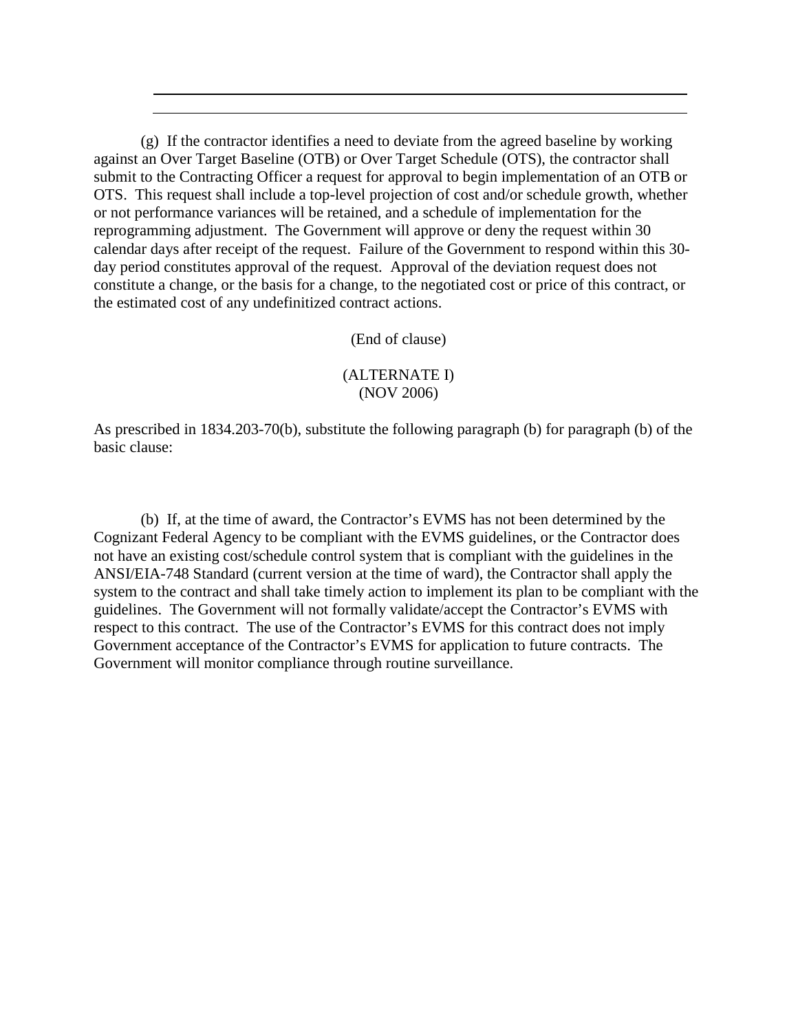(g) If the contractor identifies a need to deviate from the agreed baseline by working against an Over Target Baseline (OTB) or Over Target Schedule (OTS), the contractor shall submit to the Contracting Officer a request for approval to begin implementation of an OTB or OTS. This request shall include a top-level projection of cost and/or schedule growth, whether or not performance variances will be retained, and a schedule of implementation for the reprogramming adjustment. The Government will approve or deny the request within 30 calendar days after receipt of the request. Failure of the Government to respond within this 30-day period constitutes approval of the request. Approval of the deviation request does not constitute a change, or the basis for a change, to the negotiated cost or price of this contract, or the estimated cost of any undefinitized contract actions.

(End of clause)

(ALTERNATE I)
(NOV 2006)

As prescribed in 1834.203-70(b), substitute the following paragraph (b) for paragraph (b) of the basic clause:

(b) If, at the time of award, the Contractor's EVMS has not been determined by the Cognizant Federal Agency to be compliant with the EVMS guidelines, or the Contractor does not have an existing cost/schedule control system that is compliant with the guidelines in the ANSI/EIA-748 Standard (current version at the time of ward), the Contractor shall apply the system to the contract and shall take timely action to implement its plan to be compliant with the guidelines. The Government will not formally validate/accept the Contractor's EVMS with respect to this contract. The use of the Contractor's EVMS for this contract does not imply Government acceptance of the Contractor's EVMS for application to future contracts. The Government will monitor compliance through routine surveillance.